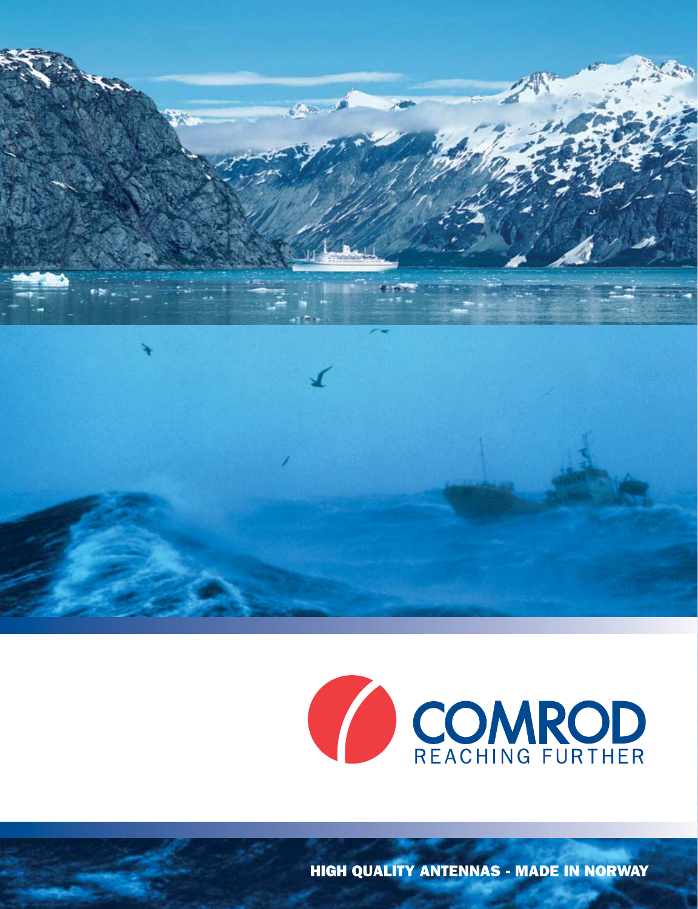# COMRAD

REACHING FURTHER

**HIGH QUALITY ANTENNAS - MADE IN NORWAY**

# COMROD

REACHING FURTHER

**HIGH QUALITY ANTENNAS - MADE IN NORWAY**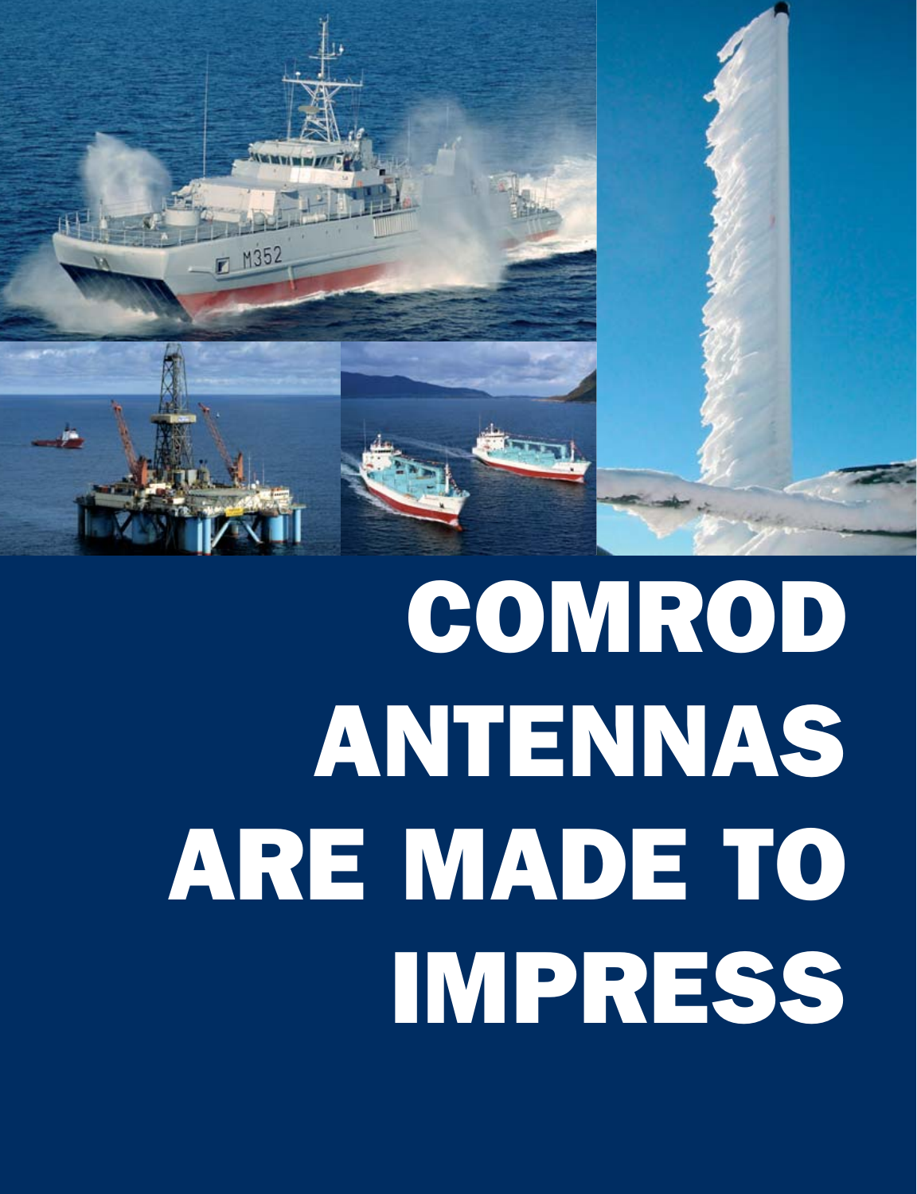# COMRODANTENNAS ARE MADE TO IMPRESS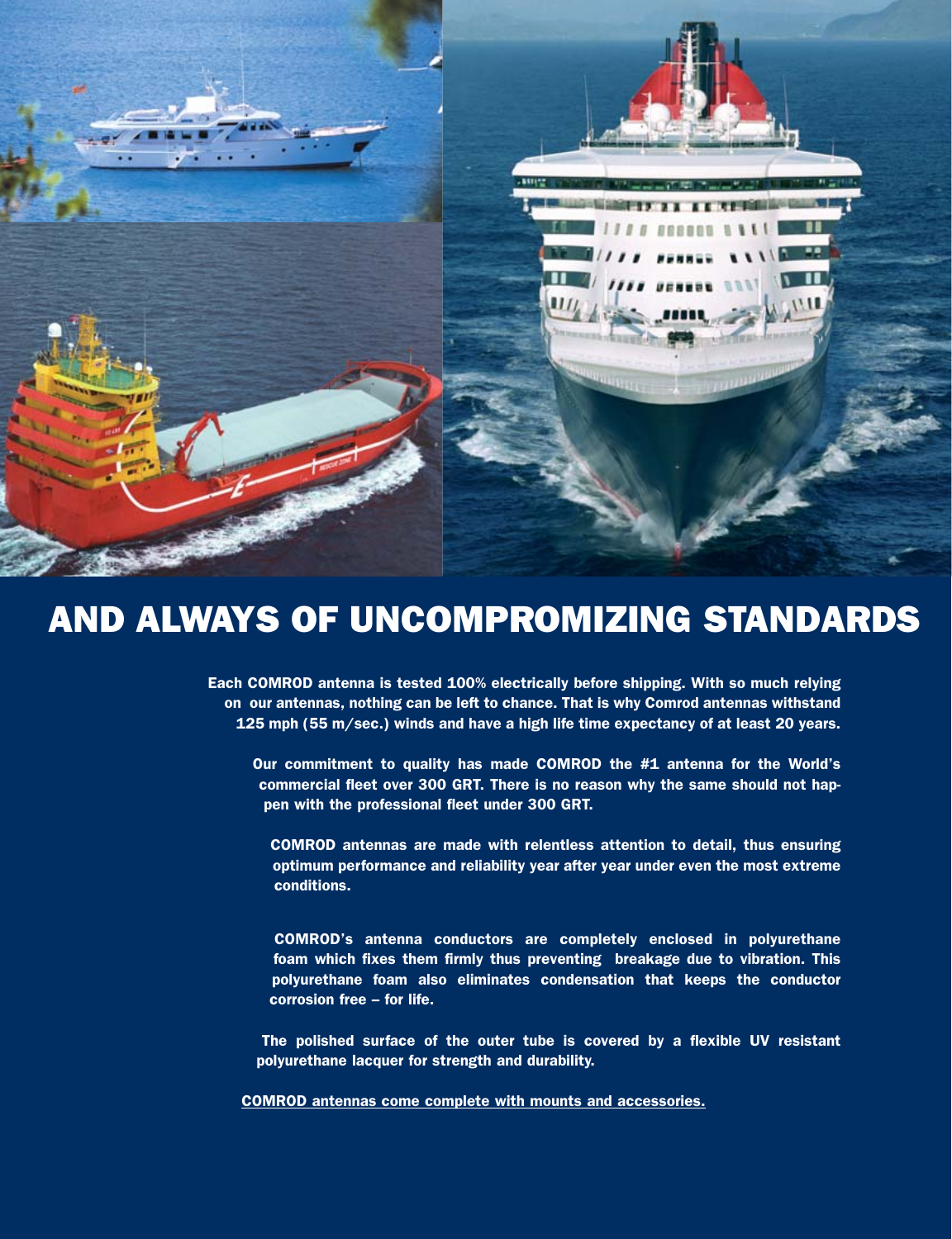# AND ALWAYS OF UNCOMPROMIZING STANDARDS

**Each COMROD antenna is tested 100% electrically before shipping. With so much relying on our antennas, nothing can be left to chance. That is why Comrod antennas withstand 125 mph (55 m/sec.) winds and have a high life time expectancy of at least 20 years.**

**Our commitment to quality has made COMROD the #1 antenna for the World's commercial fleet over 300 GRT. There is no reason why the same should not happen with the professional fleet under 300 GRT.**

**COMROD antennas are made with relentless attention to detail, thus ensuring optimum performance and reliability year after year under even the most extreme conditions.**

**COMROD's antenna conductors are completely enclosed in polyurethane foam which fixes them firmly thus preventing breakage due to vibration. This polyurethane foam also eliminates condensation that keeps the conductor corrosion free – for life.**

**The polished surface of the outer tube is covered by a flexible UV resistant polyurethane lacquer for strength and durability.**

**COMROD antennas come complete with mounts and accessories.**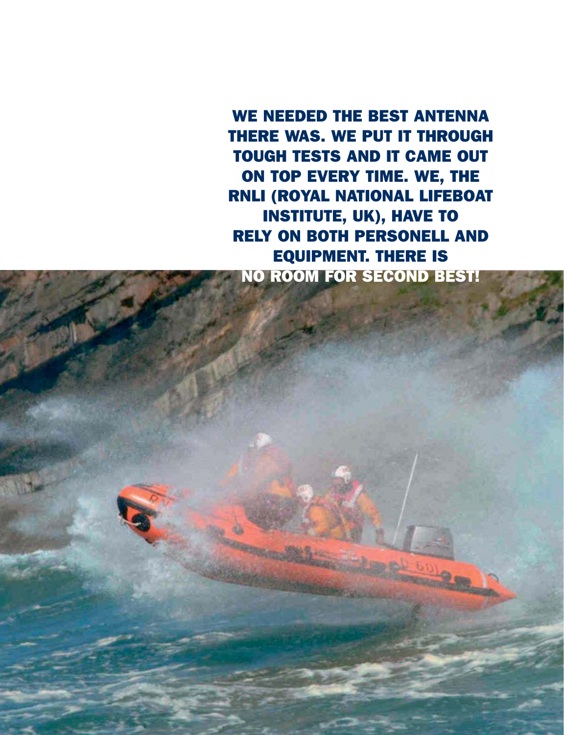**WE NEEDED THE BEST ANTENNA THERE WAS. WE PUT IT THROUGH TOUGH TESTS AND IT CAME OUT ON TOP EVERY TIME. WE, THE RNLI (ROYAL NATIONAL LIFEBOAT INSTITUTE, UK), HAVE TO RELY ON BOTH PERSONELL AND EQUIPMENT. THERE IS NO ROOM FOR SECOND BEST!**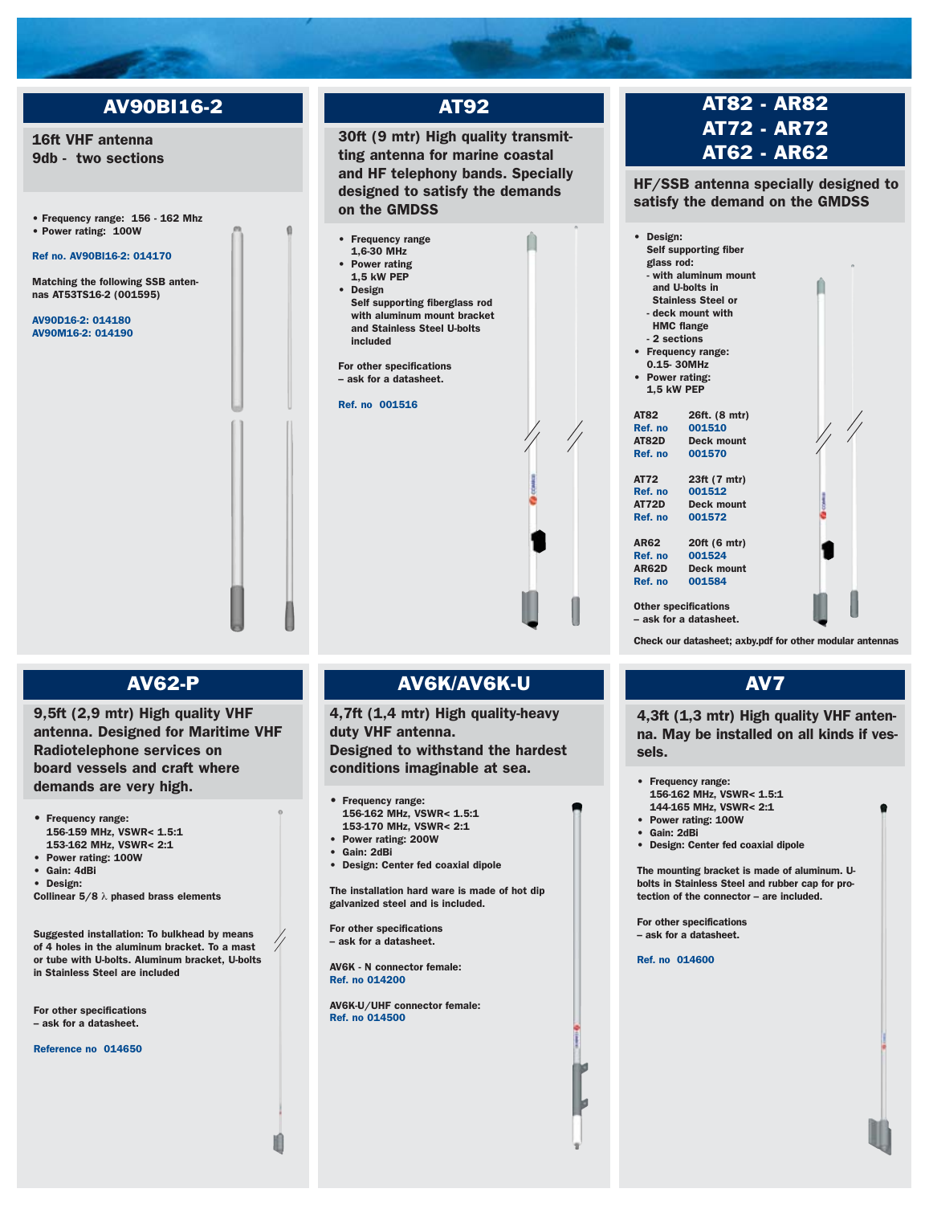## AV90BI16-2

**16ft VHF antenna**
**9db - two sections**

- Frequency range: 156 - 162 Mhz
- Power rating: 100W

Ref no. AV90BI16-2: 014170

Matching the following SSB antennas AT53TS16-2 (001595)

AV90D16-2: 014180
AV90M16-2: 014190

## AT92

**30ft (9 mtr) High quality transmitting antenna for marine coastal and HF telephony bands. Specially designed to satisfy the demands on the GMDSS**

- Frequency range
  1,6-30 MHz
- Power rating
  1,5 kW PEP
- Design
  Self supporting fiberglass rod with aluminum mount bracket and Stainless Steel U-bolts included

For other specifications
– ask for a datasheet.

Ref. no 001516

## AT82 - AR82
## AT72 - AR72
## AT62 - AR62

**HF/SSB antenna specially designed to satisfy the demand on the GMDSS**

- Design:
  Self supporting fiber glass rod:
  - with aluminum mount and U-bolts in Stainless Steel or
  - deck mount with HMC flange
  - 2 sections
- Frequency range:
  0.15- 30MHz
- Power rating:
  1,5 kW PEP

| | |
|---|---|
| AT82 | 26ft. (8 mtr) |
| Ref. no | 001510 |
| AT82D | Deck mount |
| Ref. no | 001570 |
| AT72 | 23ft (7 mtr) |
| Ref. no | 001512 |
| AT72D | Deck mount |
| Ref. no | 001572 |
| AR62 | 20ft (6 mtr) |
| Ref. no | 001524 |
| AR62D | Deck mount |
| Ref. no | 001584 |

Other specifications
– ask for a datasheet.

Check our datasheet; axby.pdf for other modular antennas

## AV62-P

**9,5ft (2,9 mtr) High quality VHF antenna. Designed for Maritime VHF Radiotelephone services on board vessels and craft where demands are very high.**

- Frequency range:
  156-159 MHz, VSWR< 1.5:1
  153-162 MHz, VSWR< 2:1
- Power rating: 100W
- Gain: 4dBi
- Design:
  Collinear 5/8 $\lambda$ phased brass elements

Suggested installation: To bulkhead by means of 4 holes in the aluminum bracket. To a mast or tube with U-bolts. Aluminum bracket, U-bolts in Stainless Steel are included

For other specifications
– ask for a datasheet.

Reference no 014650

## AV6K/AV6K-U

**4,7ft (1,4 mtr) High quality-heavy duty VHF antenna. Designed to withstand the hardest conditions imaginable at sea.**

- Frequency range:
  156-162 MHz, VSWR< 1.5:1
  153-170 MHz, VSWR< 2:1
- Power rating: 200W
- Gain: 2dBi
- Design: Center fed coaxial dipole

The installation hard ware is made of hot dip galvanized steel and is included.

For other specifications
– ask for a datasheet.

AV6K - N connector female:
Ref. no 014200

AV6K-U/UHF connector female:
Ref. no 014500

## AV7

**4,3ft (1,3 mtr) High quality VHF antenna. May be installed on all kinds if vessels.**

- Frequency range:
  156-162 MHz, VSWR< 1.5:1
  144-165 MHz, VSWR< 2:1
- Power rating: 100W
- Gain: 2dBi
- Design: Center fed coaxial dipole

The mounting bracket is made of aluminum. U-bolts in Stainless Steel and rubber cap for protection of the connector – are included.

For other specifications
– ask for a datasheet.

Ref. no 014600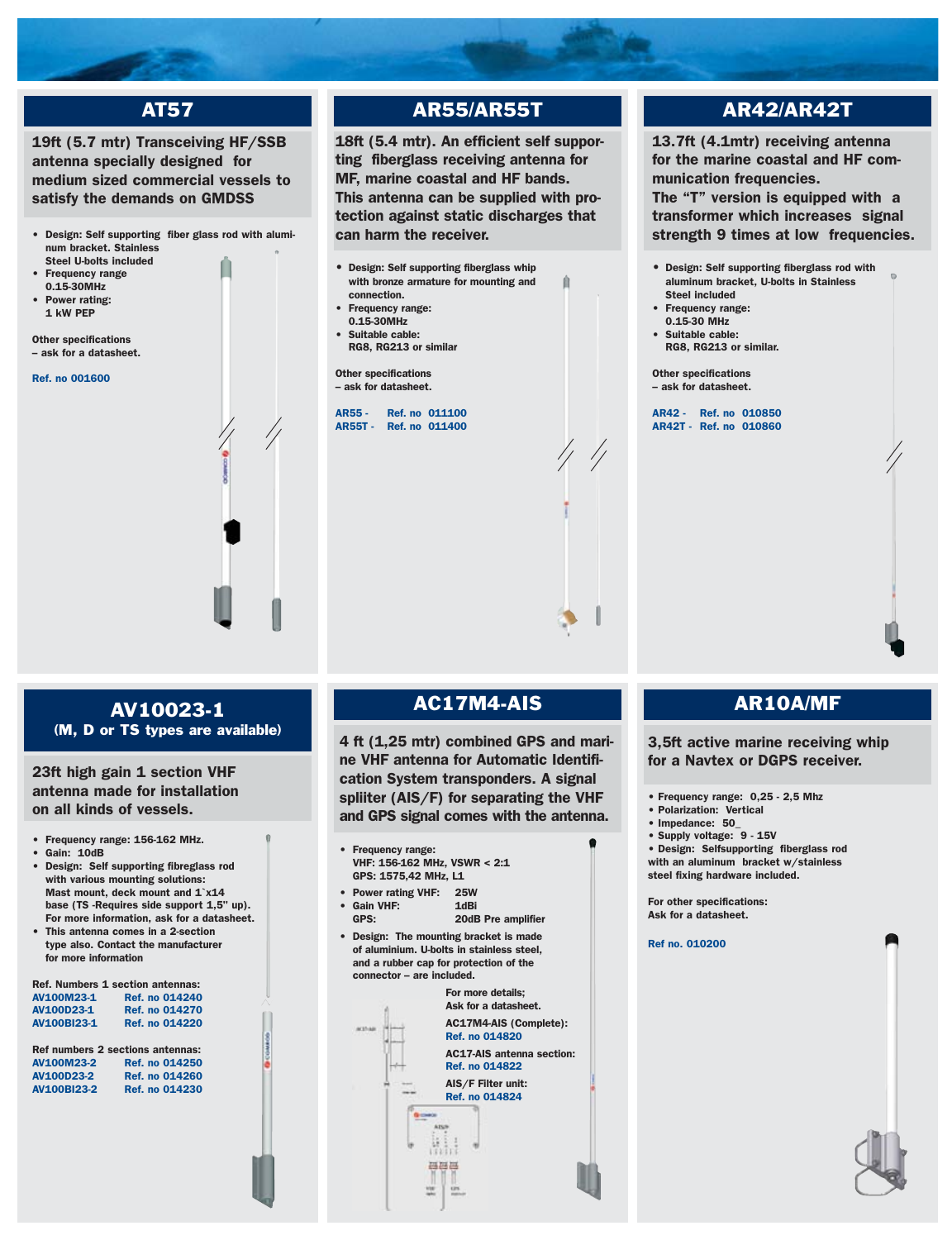## AT57

**19ft (5.7 mtr) Transceiving HF/SSB antenna specially designed for medium sized commercial vessels to satisfy the demands on GMDSS**

- Design: Self supporting fiber glass rod with aluminum bracket. Stainless Steel U-bolts included
- Frequency range 0.15-30MHz
- Power rating: 1 kW PEP

Other specifications – ask for a datasheet.

Ref. no 001600

## AR55/AR55T

**18ft (5.4 mtr). An efficient self supporting fiberglass receiving antenna for MF, marine coastal and HF bands. This antenna can be supplied with protection against static discharges that can harm the receiver.**

- Design: Self supporting fiberglass whip with bronze armature for mounting and connection.
- Frequency range: 0.15-30MHz
- Suitable cable: RG8, RG213 or similar

Other specifications – ask for datasheet.

AR55 - Ref. no 011100
AR55T - Ref. no 011400

## AR42/AR42T

**13.7ft (4.1mtr) receiving antenna for the marine coastal and HF communication frequencies. The "T" version is equipped with a transformer which increases signal strength 9 times at low frequencies.**

- Design: Self supporting fiberglass rod with aluminum bracket, U-bolts in Stainless Steel included
- Frequency range: 0.15-30 MHz
- Suitable cable: RG8, RG213 or similar.

Other specifications – ask for datasheet.

AR42 - Ref. no 010850
AR42T - Ref. no 010860

## AV10023-1
(M, D or TS types are available)

**23ft high gain 1 section VHF antenna made for installation on all kinds of vessels.**

- Frequency range: 156-162 MHz.
- Gain: 10dB
- Design: Self supporting fibreglass rod with various mounting solutions: Mast mount, deck mount and 1`x14 base (TS -Requires side support 1,5" up). For more information, ask for a datasheet.
- This antenna comes in a 2-section type also. Contact the manufacturer for more information

Ref. Numbers 1 section antennas:
AV100M23-1 Ref. no 014240
AV100D23-1 Ref. no 014270
AV100BI23-1 Ref. no 014220

Ref numbers 2 sections antennas:
AV100M23-2 Ref. no 014250
AV100D23-2 Ref. no 014260
AV100BI23-2 Ref. no 014230

## AC17M4-AIS

**4 ft (1,25 mtr) combined GPS and marine VHF antenna for Automatic Identification System transponders. A signal spliiter (AIS/F) for separating the VHF and GPS signal comes with the antenna.**

- Frequency range: VHF: 156-162 MHz, VSWR < 2:1 GPS: 1575,42 MHz, L1
- Power rating VHF: 25W
- Gain VHF: 1dBi
  GPS: 20dB Pre amplifier
- Design: The mounting bracket is made of aluminium. U-bolts in stainless steel, and a rubber cap for protection of the connector – are included.

For more details; Ask for a datasheet.

AC17M4-AIS (Complete): Ref. no 014820

AC17-AIS antenna section: Ref. no 014822

AIS/F Filter unit: Ref. no 014824

## AR10A/MF

**3,5ft active marine receiving whip for a Navtex or DGPS receiver.**

- Frequency range: 0,25 - 2,5 Mhz
- Polarization: Vertical
- Impedance: 50_
- Supply voltage: 9 - 15V
- Design: Selfsupporting fiberglass rod with an aluminum bracket w/stainless steel fixing hardware included.

For other specifications: Ask for a datasheet.

Ref no. 010200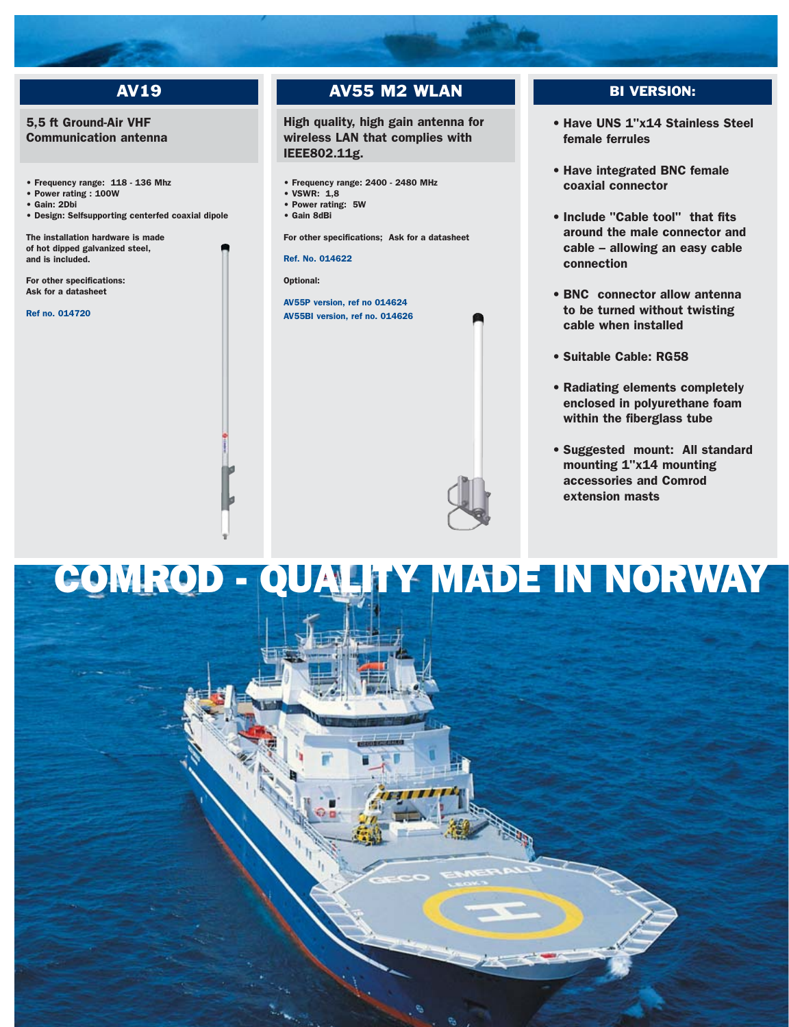## AV19

**5,5 ft Ground-Air VHF Communication antenna**

- Frequency range: 118 - 136 Mhz
- Power rating : 100W
- Gain: 2Dbi
- Design: Selfsupporting centerfed coaxial dipole

The installation hardware is made of hot dipped galvanized steel, and is included.

For other specifications: Ask for a datasheet

Ref no. 014720

## AV55 M2 WLAN

**High quality, high gain antenna for wireless LAN that complies with IEEE802.11g.**

- Frequency range: 2400 - 2480 MHz
- VSWR: 1,8
- Power rating: 5W
- Gain 8dBi

For other specifications; Ask for a datasheet

Ref. No. 014622

Optional:

AV55P version, ref no 014624
AV55BI version, ref no. 014626

## BI VERSION:

- Have UNS 1"x14 Stainless Steel female ferrules
- Have integrated BNC female coaxial connector
- Include "Cable tool" that fits around the male connector and cable – allowing an easy cable connection
- BNC connector allow antenna to be turned without twisting cable when installed
- Suitable Cable: RG58
- Radiating elements completely enclosed in polyurethane foam within the fiberglass tube
- Suggested mount: All standard mounting 1"x14 mounting accessories and Comrod extension masts

# COMROD - QUALITY MADE IN NORWAY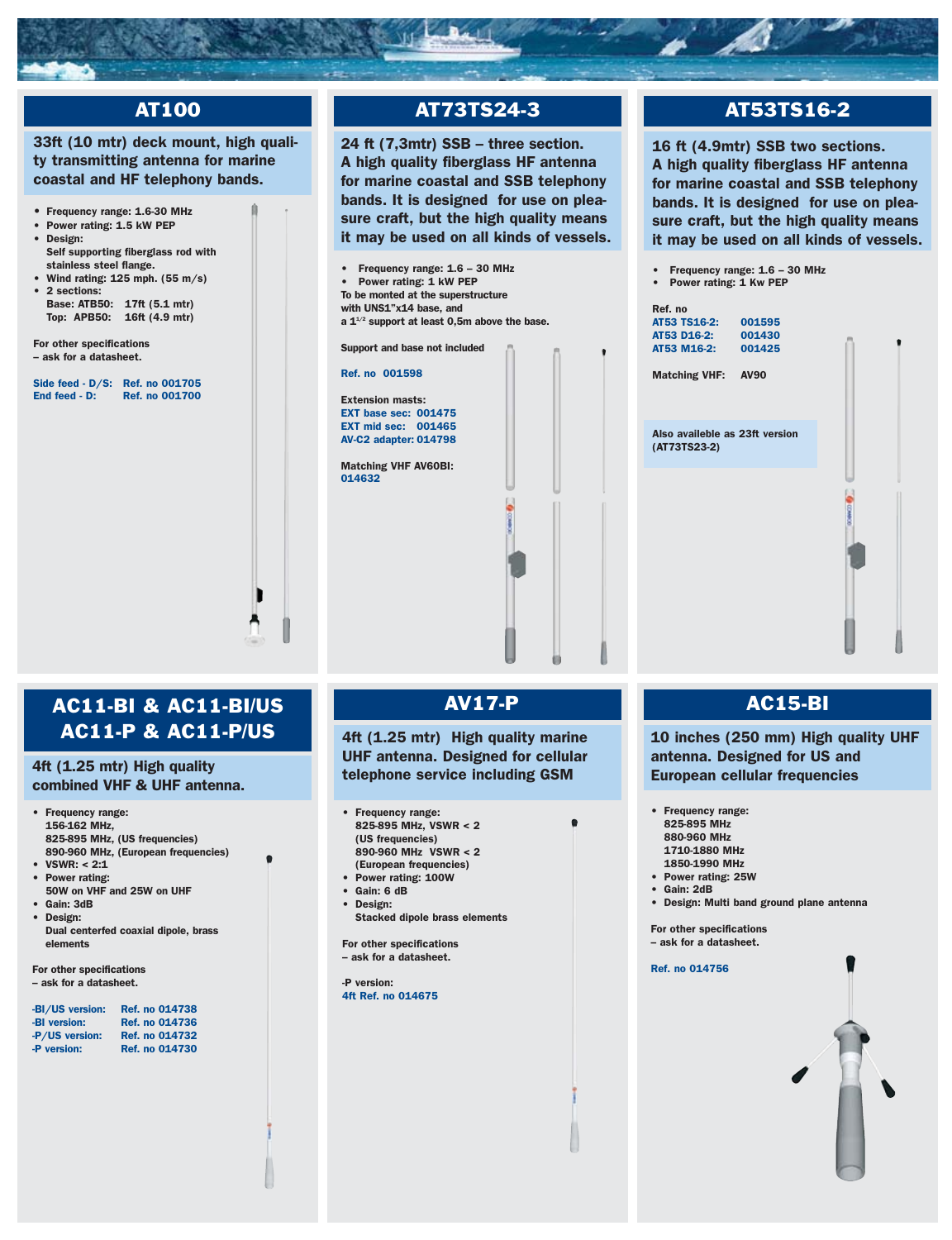## AT100

**33ft (10 mtr) deck mount, high quality transmitting antenna for marine coastal and HF telephony bands.**

- Frequency range: 1.6-30 MHz
- Power rating: 1.5 kW PEP
- Design:
  Self supporting fiberglass rod with stainless steel flange.
- Wind rating: 125 mph. (55 m/s)
- 2 sections:
  Base: ATB50: 17ft (5.1 mtr)
  Top: APB50: 16ft (4.9 mtr)

For other specifications
– ask for a datasheet.

Side feed - D/S: Ref. no 001705
End feed - D: Ref. no 001700

## AT73TS24-3

**24 ft (7,3mtr) SSB – three section. A high quality fiberglass HF antenna for marine coastal and SSB telephony bands. It is designed for use on pleasure craft, but the high quality means it may be used on all kinds of vessels.**

- Frequency range: 1.6 – 30 MHz
- Power rating: 1 kW PEP

To be monted at the superstructure with UNS1"x14 base, and a $1^{1/2}$ support at least 0,5m above the base.

Support and base not included

Ref. no 001598

Extension masts:
EXT base sec: 001475
EXT mid sec: 001465
AV-C2 adapter: 014798

Matching VHF AV60BI:
014632

## AT53TS16-2

**16 ft (4.9mtr) SSB two sections. A high quality fiberglass HF antenna for marine coastal and SSB telephony bands. It is designed for use on pleasure craft, but the high quality means it may be used on all kinds of vessels.**

- Frequency range: 1.6 – 30 MHz
- Power rating: 1 Kw PEP

Ref. no
AT53 TS16-2: 001595
AT53 D16-2: 001430
AT53 M16-2: 001425

Matching VHF: AV90

Also availeble as 23ft version (AT73TS23-2)

## AC11-BI & AC11-BI/US AC11-P & AC11-P/US

**4ft (1.25 mtr) High quality combined VHF & UHF antenna.**

- Frequency range:
  156-162 MHz,
  825-895 MHz, (US frequencies)
  890-960 MHz, (European frequencies)
- VSWR: < 2:1
- Power rating:
  50W on VHF and 25W on UHF
- Gain: 3dB
- Design:
  Dual centerfed coaxial dipole, brass elements

For other specifications
– ask for a datasheet.

-BI/US version: Ref. no 014738
-BI version: Ref. no 014736
-P/US version: Ref. no 014732
-P version: Ref. no 014730

## AV17-P

**4ft (1.25 mtr) High quality marine UHF antenna. Designed for cellular telephone service including GSM**

- Frequency range:
  825-895 MHz, VSWR < 2
  (US frequencies)
  890-960 MHz VSWR < 2
  (European frequencies)
- Power rating: 100W
- Gain: 6 dB
- Design:
  Stacked dipole brass elements

For other specifications
– ask for a datasheet.

-P version:
4ft Ref. no 014675

## AC15-BI

**10 inches (250 mm) High quality UHF antenna. Designed for US and European cellular frequencies**

- Frequency range:
  825-895 MHz
  880-960 MHz
  1710-1880 MHz
  1850-1990 MHz
- Power rating: 25W
- Gain: 2dB
- Design: Multi band ground plane antenna

For other specifications
– ask for a datasheet.

Ref. no 014756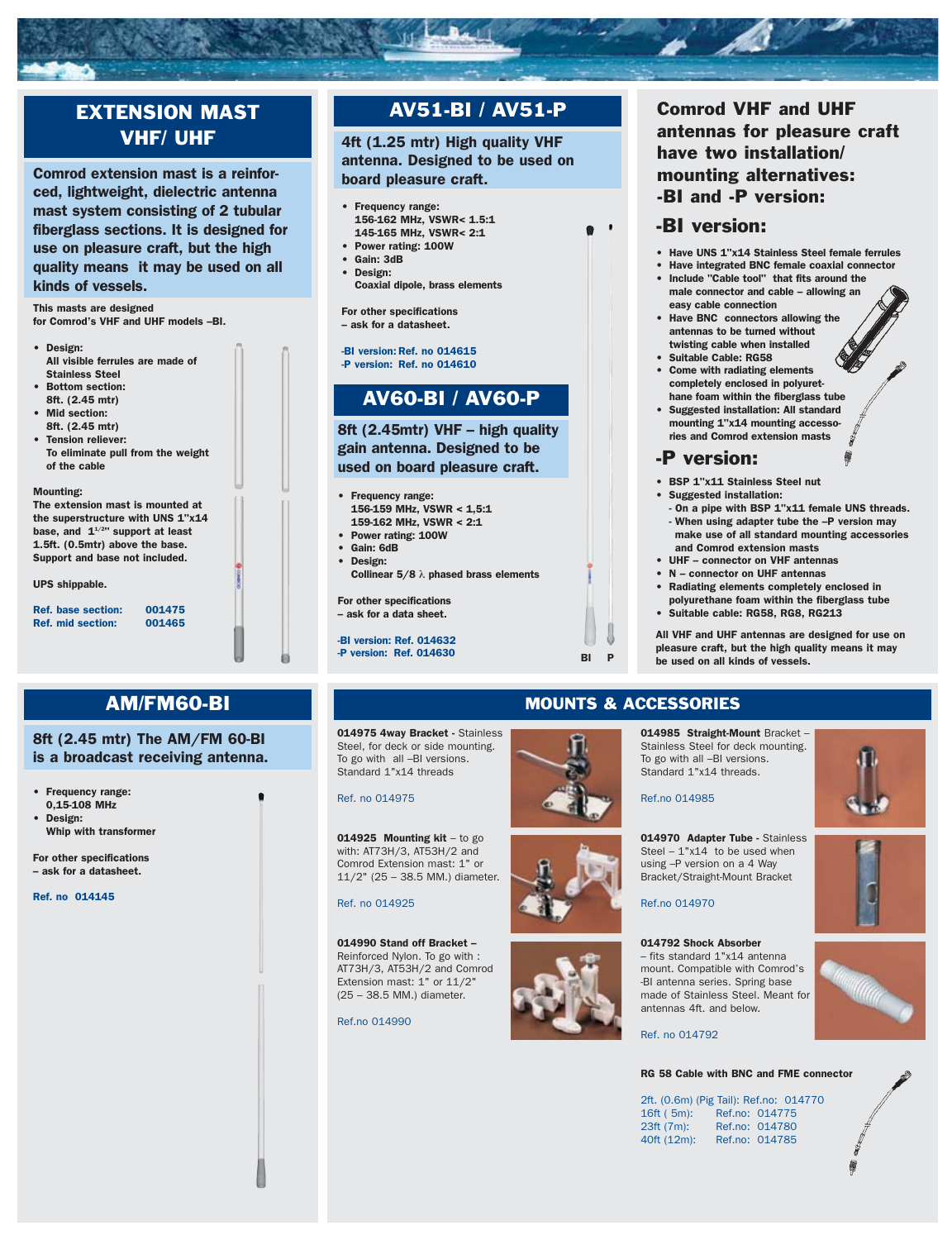## EXTENSION MAST VHF/ UHF

**Comrod extension mast is a reinforced, lightweight, dielectric antenna mast system consisting of 2 tubular fiberglass sections. It is designed for use on pleasure craft, but the high quality means it may be used on all kinds of vessels.**

**This masts are designed for Comrod's VHF and UHF models –BI.**

- **Design:** All visible ferrules are made of Stainless Steel
- **Bottom section:** 8ft. (2.45 mtr)
- **Mid section:** 8ft. (2.45 mtr)
- **Tension reliever:** To eliminate pull from the weight of the cable

**Mounting:**
The extension mast is mounted at the superstructure with UNS 1"x14 base, and 1[1/2]" support at least 1.5ft. (0.5mtr) above the base. Support and base not included.

UPS shippable.

Ref. base section: 001475
Ref. mid section: 001465

## AV51-BI / AV51-P

**4ft (1.25 mtr) High quality VHF antenna. Designed to be used on board pleasure craft.**

- **Frequency range:** 156-162 MHz, VSWR< 1.5:1; 145-165 MHz, VSWR< 2:1
- **Power rating:** 100W
- **Gain:** 3dB
- **Design:** Coaxial dipole, brass elements

For other specifications – ask for a datasheet.

-BI version: Ref. no 014615
-P version: Ref. no 014610

## AV60-BI / AV60-P

**8ft (2.45mtr) VHF – high quality gain antenna. Designed to be used on board pleasure craft.**

- **Frequency range:** 156-159 MHz, VSWR < 1,5:1; 159-162 MHz, VSWR < 2:1
- **Power rating:** 100W
- **Gain:** 6dB
- **Design:** Collinear 5/8 λ phased brass elements

For other specifications – ask for a data sheet.

-BI version: Ref. 014632
-P version: Ref. 014630

BI P

## Comrod VHF and UHF antennas for pleasure craft have two installation/ mounting alternatives: -BI and -P version:

### -BI version:

- Have UNS 1"x14 Stainless Steel female ferrules
- Have integrated BNC female coaxial connector
- Include "Cable tool" that fits around the male connector and cable – allowing an easy cable connection
- Have BNC connectors allowing the antennas to be turned without twisting cable when installed
- Suitable Cable: RG58
- Come with radiating elements completely enclosed in polyurethane foam within the fiberglass tube
- Suggested installation: All standard mounting 1"x14 mounting accessories and Comrod extension masts

### -P version:

- BSP 1"x11 Stainless Steel nut
- Suggested installation:
  - On a pipe with BSP 1"x11 female UNS threads.
  - When using adapter tube the –P version may make use of all standard mounting accessories and Comrod extension masts
- UHF – connector on VHF antennas
- N – connector on UHF antennas
- Radiating elements completely enclosed in polyurethane foam within the fiberglass tube
- Suitable cable: RG58, RG8, RG213

**All VHF and UHF antennas are designed for use on pleasure craft, but the high quality means it may be used on all kinds of vessels.**

## AM/FM60-BI

**8ft (2.45 mtr) The AM/FM 60-BI is a broadcast receiving antenna.**

- **Frequency range:** 0,15-108 MHz
- **Design:** Whip with transformer

For other specifications – ask for a datasheet.

Ref. no 014145

## MOUNTS & ACCESSORIES

**014975 4way Bracket** - Stainless Steel, for deck or side mounting. To go with all –BI versions. Standard 1"x14 threads

Ref. no 014975

**014925 Mounting kit** – to go with: AT73H/3, AT53H/2 and Comrod Extension mast: 1" or 11/2" (25 – 38.5 MM.) diameter.

Ref. no 014925

**014990 Stand off Bracket** – Reinforced Nylon. To go with : AT73H/3, AT53H/2 and Comrod Extension mast: 1" or 11/2" (25 – 38.5 MM.) diameter.

Ref.no 014990

**014985 Straight-Mount** Bracket – Stainless Steel for deck mounting. To go with all –BI versions. Standard 1"x14 threads.

Ref.no 014985

**014970 Adapter Tube** - Stainless Steel – 1"x14 to be used when using –P version on a 4 Way Bracket/Straight-Mount Bracket

Ref.no 014970

**014792 Shock Absorber** – fits standard 1"x14 antenna mount. Compatible with Comrod's -BI antenna series. Spring base made of Stainless Steel. Meant for antennas 4ft. and below.

Ref. no 014792

**RG 58 Cable with BNC and FME connector**

| | |
|---|---|
| 2ft. (0.6m) (Pig Tail): | Ref.no: 014770 |
| 16ft ( 5m): | Ref.no: 014775 |
| 23ft (7m): | Ref.no: 014780 |
| 40ft (12m): | Ref.no: 014785 |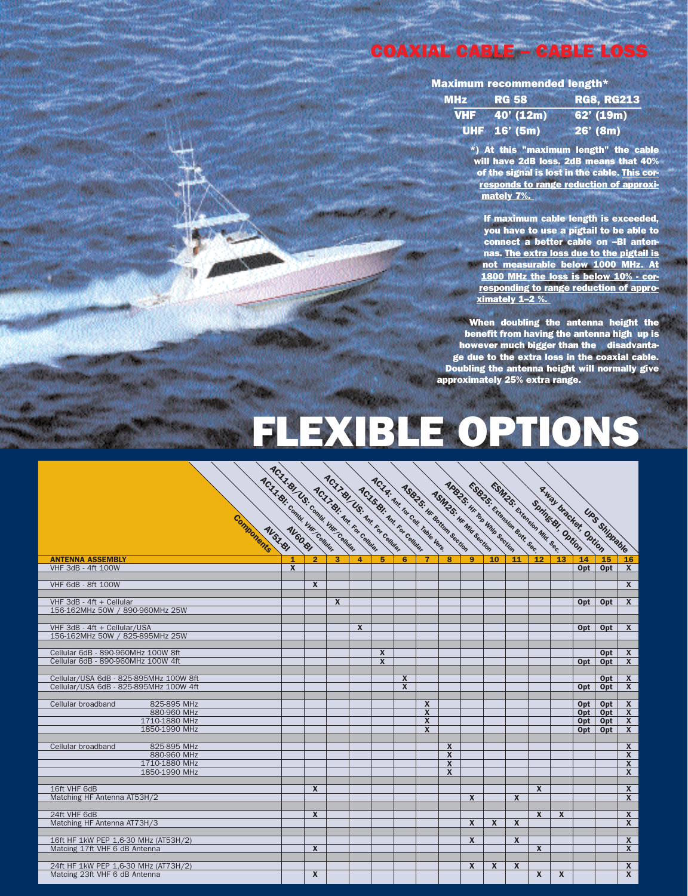# COAXIAL CABLE – CABLE LOSS

**Maximum recommended length***

| MHz | RG 58 | RG8, RG213 |
|---|---|---|
| VHF | 40' (12m) | 62' (19m) |
| UHF | 16' (5m) | 26' (8m) |

*) At this "maximum length" the cable will have 2dB loss. 2dB means that 40% of the signal is lost in the cable. This corresponds to range reduction of approximately 7%.

If maximum cable length is exceeded, you have to use a pigtail to be able to connect a better cable on –BI antennas. The extra loss due to the pigtail is not measurable below 1000 MHz. At 1800 MHz the loss is below 10% - corresponding to range reduction of approximately 1–2 %.

When doubling the antenna height the benefit from having the antenna high up is however much bigger than the disadvantage due to the extra loss in the coaxial cable. Doubling the antenna height will normally give approximately 25% extra range.

# FLEXIBLE OPTIONS

| Components | AV51-BI | AV60-BI | AC11-BI: Combi. VHF/Cellular | AC11-BI/US: Combi. VHF/Cellular | AC17-BI: Ant. For Cellular | AC17-BI/US: Ant. For Cellular | AC15-BI: Ant. For Cellular | AC14: Ant. for Cell. Table Vers. | ASB25: HF Bottom Section | ASM25: HF Mid Section | APB25: HF Top Whip Section | ESB25: Extension Bott. Sec. | ESM25: Extension Mid. Sec. | Spring-BI, Option | 4-way bracket, Option | UPS Shippable |
|---|---|---|---|---|---|---|---|---|---|---|---|---|---|---|---|---|
| **ANTENNA ASSEMBLY** | **1** | **2** | **3** | **4** | **5** | **6** | **7** | **8** | **9** | **10** | **11** | **12** | **13** | **14** | **15** | **16** |
| VHF 3dB - 4ft 100W | X | | | | | | | | | | | | | Opt | Opt | X |
| VHF 6dB - 8ft 100W | | X | | | | | | | | | | | | | | X |
| VHF 3dB - 4ft + Cellular 156-162MHz 50W / 890-960MHz 25W | | | X | | | | | | | | | | | Opt | Opt | X |
| VHF 3dB - 4ft + Cellular/USA 156-162MHz 50W / 825-895MHz 25W | | | | X | | | | | | | | | | Opt | Opt | X |
| Cellular 6dB - 890-960MHz 100W 8ft | | | | | X | | | | | | | | | | Opt | X |
| Cellular 6dB - 890-960MHz 100W 4ft | | | | | X | | | | | | | | | Opt | Opt | X |
| Cellular/USA 6dB - 825-895MHz 100W 8ft | | | | | | X | | | | | | | | | Opt | X |
| Cellular/USA 6dB - 825-895MHz 100W 4ft | | | | | | X | | | | | | | | Opt | Opt | X |
| Cellular broadband 825-895 MHz | | | | | | | X | | | | | | | Opt | Opt | X |
| 880-960 MHz | | | | | | | X | | | | | | | Opt | Opt | X |
| 1710-1880 MHz | | | | | | | X | | | | | | | Opt | Opt | X |
| 1850-1990 MHz | | | | | | | X | | | | | | | Opt | Opt | X |
| Cellular broadband 825-895 MHz | | | | | | | | X | | | | | | | | X |
| 880-960 MHz | | | | | | | | X | | | | | | | | X |
| 1710-1880 MHz | | | | | | | | X | | | | | | | | X |
| 1850-1990 MHz | | | | | | | | X | | | | | | | | X |
| 16ft VHF 6dB | | X | | | | | | | | | | X | | | | X |
| Matching HF Antenna AT53H/2 | | | | | | | | | X | | X | | | | | X |
| 24ft VHF 6dB | | X | | | | | | | | | | X | X | | | X |
| Matching HF Antenna AT73H/3 | | | | | | | | | X | X | X | | | | | X |
| 16ft HF 1kW PEP 1,6-30 MHz (AT53H/2) | | | | | | | | | X | | X | | | | | X |
| Matcing 17ft VHF 6 dB Antenna | | X | | | | | | | | | | X | | | | X |
| 24ft HF 1kW PEP 1,6-30 MHz (AT73H/2) | | | | | | | | | X | X | X | | | | | X |
| Matcing 23ft VHF 6 dB Antenna | | X | | | | | | | | | | X | X | | | X |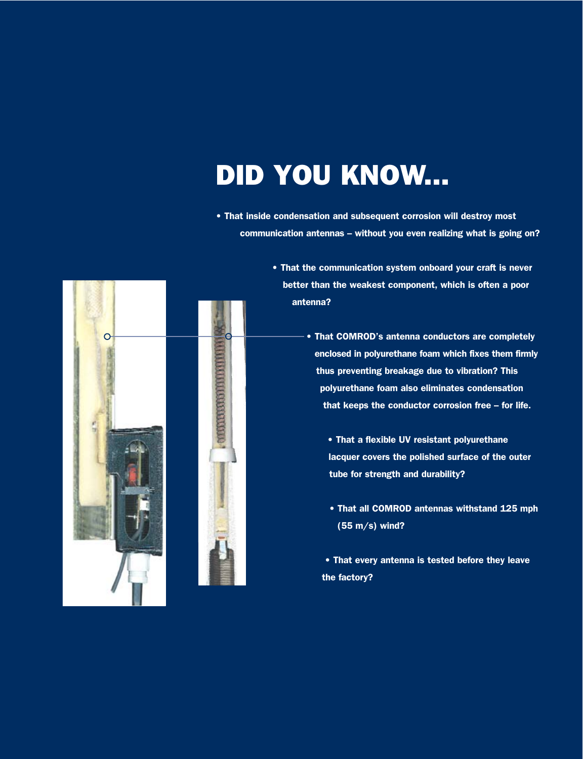# DID YOU KNOW...

- That inside condensation and subsequent corrosion will destroy most communication antennas – without you even realizing what is going on?

- That the communication system onboard your craft is never better than the weakest component, which is often a poor antenna?

- That COMROD's antenna conductors are completely enclosed in polyurethane foam which fixes them firmly thus preventing breakage due to vibration? This polyurethane foam also eliminates condensation that keeps the conductor corrosion free – for life.

- That a flexible UV resistant polyurethane lacquer covers the polished surface of the outer tube for strength and durability?

- That all COMROD antennas withstand 125 mph (55 m/s) wind?

- That every antenna is tested before they leave the factory?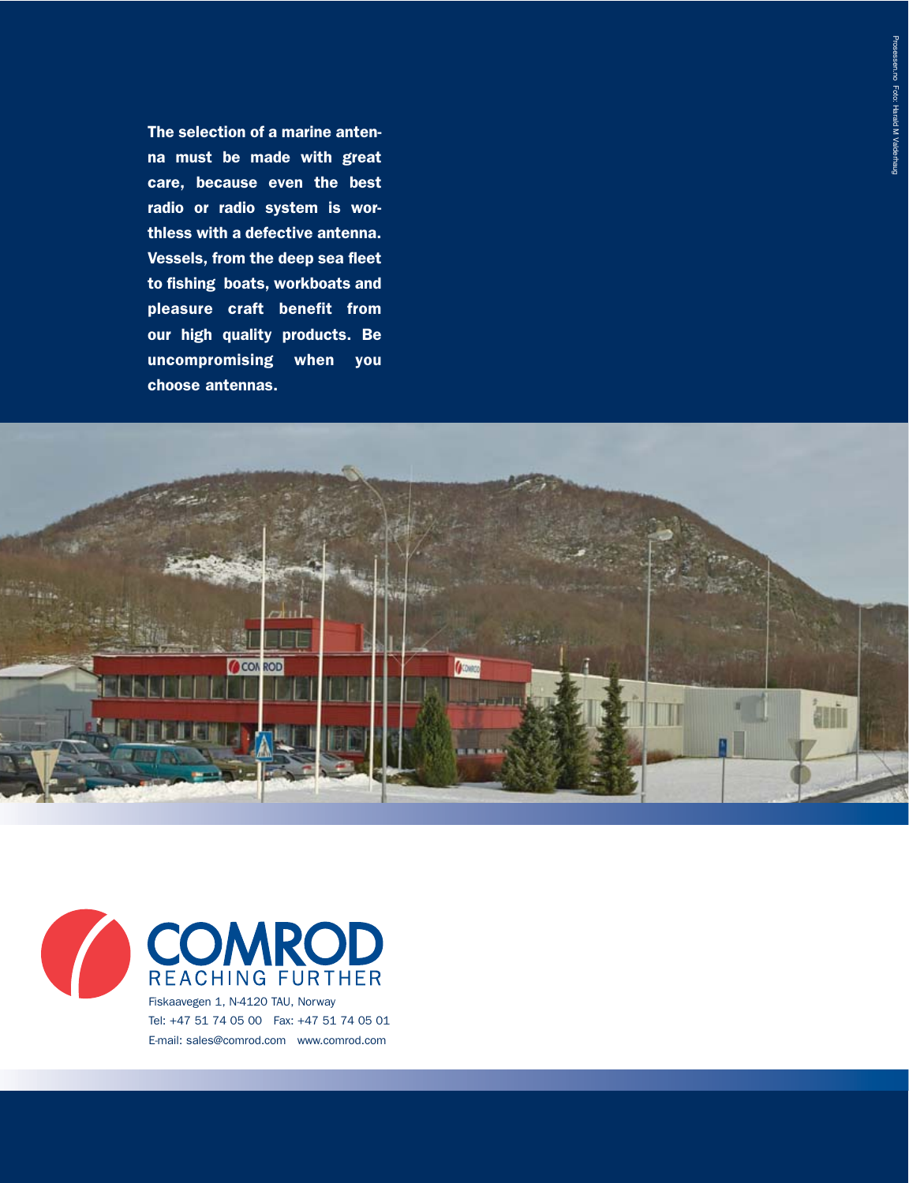**The selection of a marine antenna must be made with great care, because even the best radio or radio system is worthless with a defective antenna. Vessels, from the deep sea fleet to fishing boats, workboats and pleasure craft benefit from our high quality products. Be uncompromising when you choose antennas.**

Prosessen.no Foto: Harald M Valderhaug

COMROD

REACHING FURTHER

Fiskaavegen 1, N-4120 TAU, Norway

Tel: +47 51 74 05 00 Fax: +47 51 74 05 01

E-mail: sales@comrod.com www.comrod.com